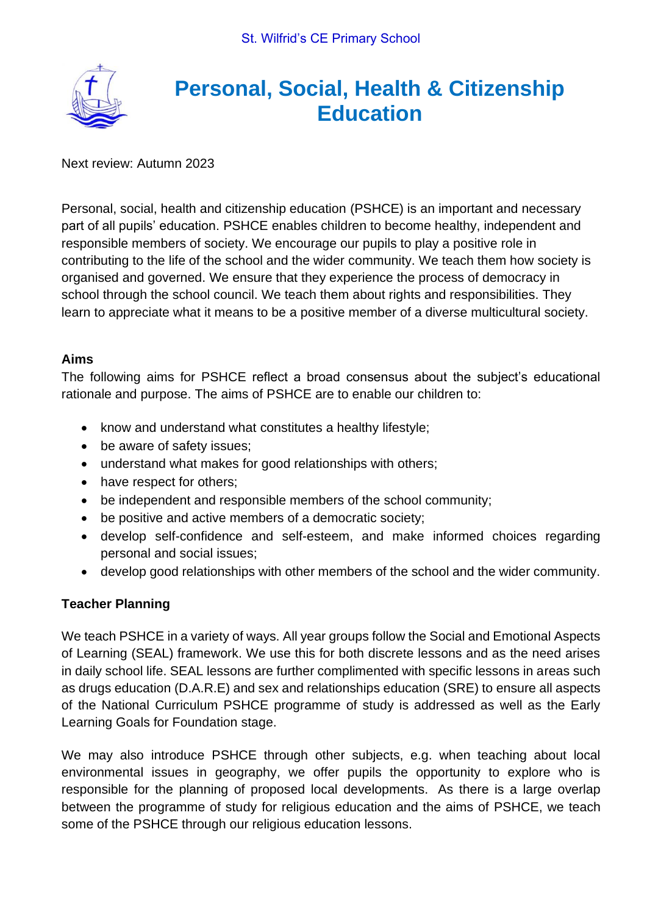St. Wilfrid's CE Primary School

# Personal, Social, Health & Citizenship Education

Next review: Autumn 2023

Personal, social, health and citizenship education (PSHCE) is an important and necessary part of all pupils' education. PSHCE enables children to become healthy, independent and responsible members of society. We encourage our pupils to play a positive role in contributing to the life of the school and the wider community. We teach them how society is organised and governed. We ensure that they experience the process of democracy in school through the school council. We teach them about rights and responsibilities. They learn to appreciate what it means to be a positive member of a diverse multicultural society.

## Aims

The following aims for PSHCE reflect a broad consensus about the subject's educational rationale and purpose. The aims of PSHCE are to enable our children to:

- know and understand what constitutes a healthy lifestyle;
- be aware of safety issues;
- understand what makes for good relationships with others;
- have respect for others;
- be independent and responsible members of the school community;
- be positive and active members of a democratic society;
- develop self-confidence and self-esteem, and make informed choices regarding personal and social issues;
- develop good relationships with other members of the school and the wider community.

## Teacher Planning

We teach PSHCE in a variety of ways. All year groups follow the Social and Emotional Aspects of Learning (SEAL) framework. We use this for both discrete lessons and as the need arises in daily school life. SEAL lessons are further complimented with specific lessons in areas such as drugs education (D.A.R.E) and sex and relationships education (SRE) to ensure all aspects of the National Curriculum PSHCE programme of study is addressed as well as the Early Learning Goals for Foundation stage.

We may also introduce PSHCE through other subjects, e.g. when teaching about local environmental issues in geography, we offer pupils the opportunity to explore who is responsible for the planning of proposed local developments. As there is a large overlap between the programme of study for religious education and the aims of PSHCE, we teach some of the PSHCE through our religious education lessons.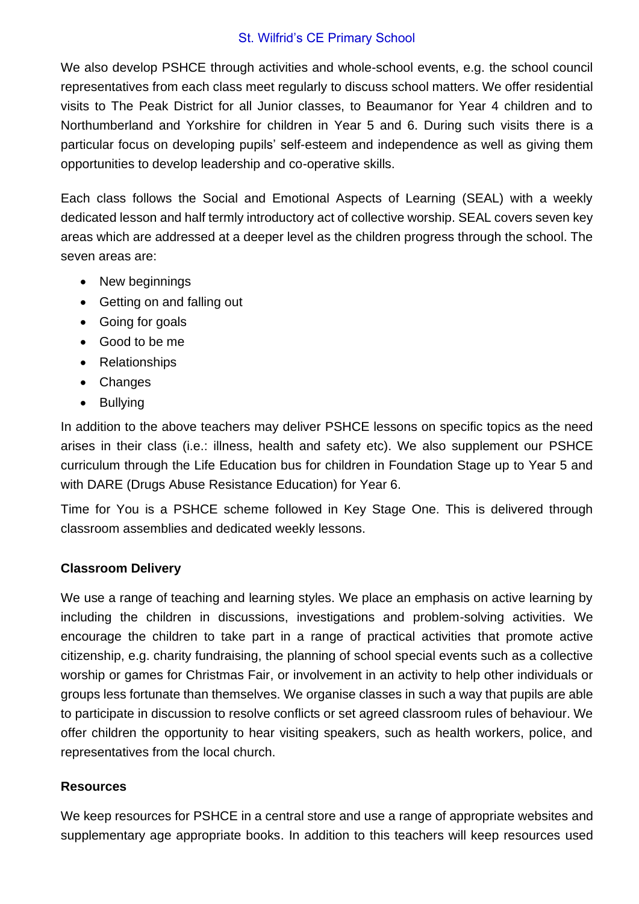We also develop PSHCE through activities and whole-school events, e.g. the school council representatives from each class meet regularly to discuss school matters. We offer residential visits to The Peak District for all Junior classes, to Beaumanor for Year 4 children and to Northumberland and Yorkshire for children in Year 5 and 6. During such visits there is a particular focus on developing pupils' self-esteem and independence as well as giving them opportunities to develop leadership and co-operative skills.

Each class follows the Social and Emotional Aspects of Learning (SEAL) with a weekly dedicated lesson and half termly introductory act of collective worship. SEAL covers seven key areas which are addressed at a deeper level as the children progress through the school. The seven areas are:

- New beginnings
- Getting on and falling out
- Going for goals
- Good to be me
- Relationships
- Changes
- Bullying

In addition to the above teachers may deliver PSHCE lessons on specific topics as the need arises in their class (i.e.: illness, health and safety etc). We also supplement our PSHCE curriculum through the Life Education bus for children in Foundation Stage up to Year 5 and with DARE (Drugs Abuse Resistance Education) for Year 6.

Time for You is a PSHCE scheme followed in Key Stage One. This is delivered through classroom assemblies and dedicated weekly lessons.

**Classroom Delivery**

We use a range of teaching and learning styles. We place an emphasis on active learning by including the children in discussions, investigations and problem-solving activities. We encourage the children to take part in a range of practical activities that promote active citizenship, e.g. charity fundraising, the planning of school special events such as a collective worship or games for Christmas Fair, or involvement in an activity to help other individuals or groups less fortunate than themselves. We organise classes in such a way that pupils are able to participate in discussion to resolve conflicts or set agreed classroom rules of behaviour. We offer children the opportunity to hear visiting speakers, such as health workers, police, and representatives from the local church.

**Resources**

We keep resources for PSHCE in a central store and use a range of appropriate websites and supplementary age appropriate books. In addition to this teachers will keep resources used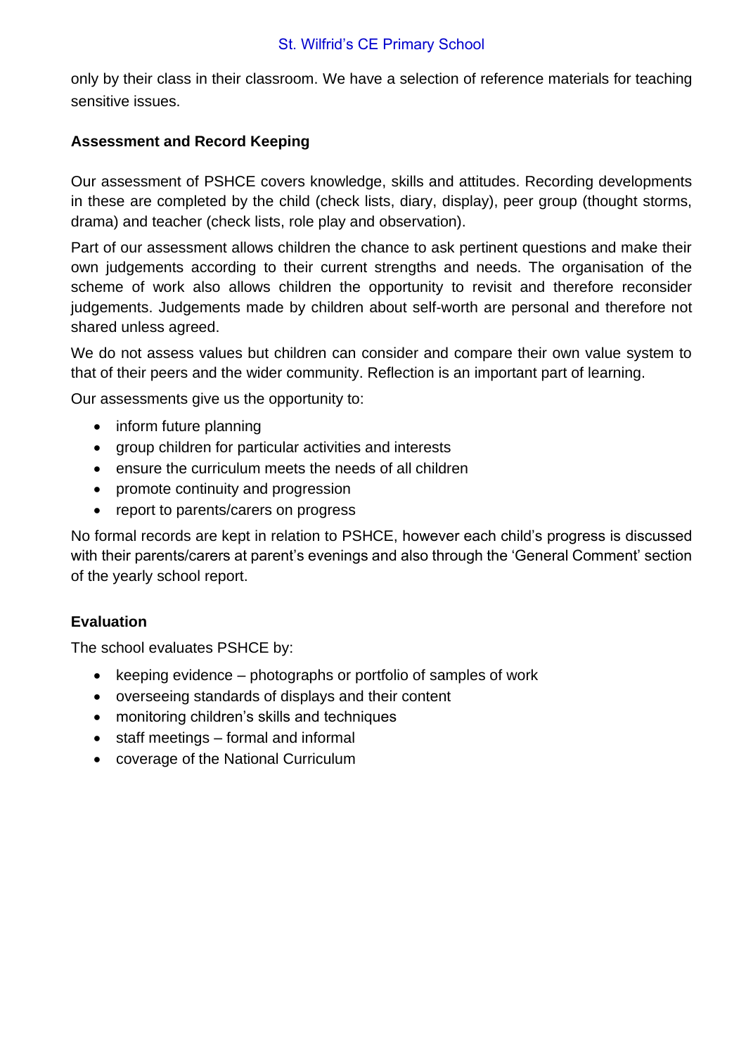only by their class in their classroom. We have a selection of reference materials for teaching sensitive issues.

### Assessment and Record Keeping

Our assessment of PSHCE covers knowledge, skills and attitudes. Recording developments in these are completed by the child (check lists, diary, display), peer group (thought storms, drama) and teacher (check lists, role play and observation).

Part of our assessment allows children the chance to ask pertinent questions and make their own judgements according to their current strengths and needs. The organisation of the scheme of work also allows children the opportunity to revisit and therefore reconsider judgements. Judgements made by children about self-worth are personal and therefore not shared unless agreed.

We do not assess values but children can consider and compare their own value system to that of their peers and the wider community. Reflection is an important part of learning.

Our assessments give us the opportunity to:

- inform future planning
- group children for particular activities and interests
- ensure the curriculum meets the needs of all children
- promote continuity and progression
- report to parents/carers on progress

No formal records are kept in relation to PSHCE, however each child's progress is discussed with their parents/carers at parent's evenings and also through the 'General Comment' section of the yearly school report.

### Evaluation

The school evaluates PSHCE by:

- keeping evidence – photographs or portfolio of samples of work
- overseeing standards of displays and their content
- monitoring children's skills and techniques
- staff meetings – formal and informal
- coverage of the National Curriculum